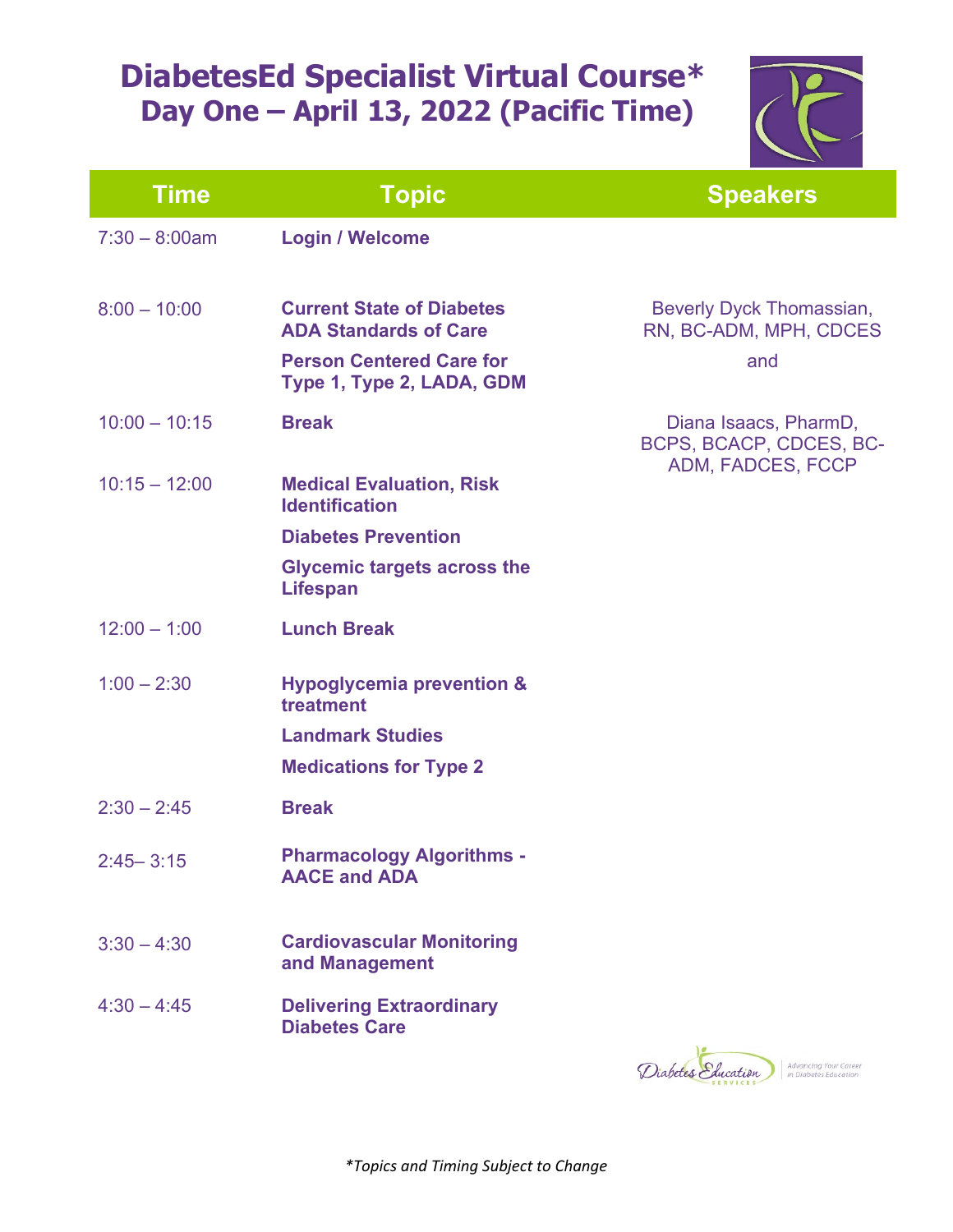# DiabetesEd Specialist Virtual Course*
## Day One – April 13, 2022 (Pacific Time)

| Time | Topic | Speakers |
|---|---|---|
| 7:30 – 8:00am | **Login / Welcome** | |
| 8:00 – 10:00 | **Current State of Diabetes ADA Standards of Care**<br>**Person Centered Care for Type 1, Type 2, LADA, GDM** | Beverly Dyck Thomassian, RN, BC-ADM, MPH, CDCES<br>and<br>Diana Isaacs, PharmD, BCPS, BCACP, CDCES, BC-ADM, FADCES, FCCP |
| 10:00 – 10:15 | **Break** | |
| 10:15 – 12:00 | **Medical Evaluation, Risk Identification**<br>**Diabetes Prevention**<br>**Glycemic targets across the Lifespan** | |
| 12:00 – 1:00 | **Lunch Break** | |
| 1:00 – 2:30 | **Hypoglycemia prevention & treatment**<br>**Landmark Studies**<br>**Medications for Type 2** | |
| 2:30 – 2:45 | **Break** | |
| 2:45– 3:15 | **Pharmacology Algorithms - AACE and ADA** | |
| 3:30 – 4:30 | **Cardiovascular Monitoring and Management** | |
| 4:30 – 4:45 | **Delivering Extraordinary Diabetes Care** | |

Diabetes Education Services | Advancing Your Career in Diabetes Education

*\*Topics and Timing Subject to Change*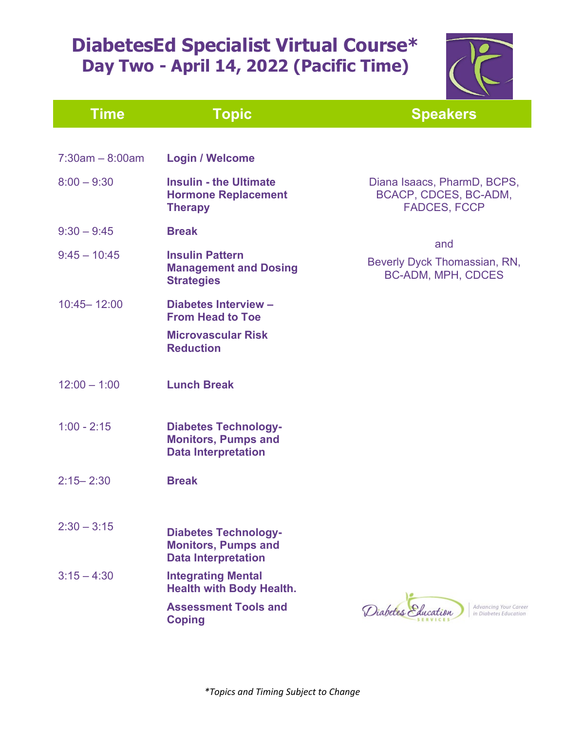# DiabetesEd Specialist Virtual Course*

## Day Two - April 14, 2022 (Pacific Time)

| Time | Topic | Speakers |
|---|---|---|
| 7:30am – 8:00am | **Login / Welcome** | |
| 8:00 – 9:30 | **Insulin - the Ultimate Hormone Replacement Therapy** | Diana Isaacs, PharmD, BCPS, BCACP, CDCES, BC-ADM, FADCES, FCCP |
| 9:30 – 9:45 | **Break** | and |
| 9:45 – 10:45 | **Insulin Pattern Management and Dosing Strategies** | Beverly Dyck Thomassian, RN, BC-ADM, MPH, CDCES |
| 10:45– 12:00 | **Diabetes Interview – From Head to Toe**<br>**Microvascular Risk Reduction** | |
| 12:00 – 1:00 | **Lunch Break** | |
| 1:00 - 2:15 | **Diabetes Technology- Monitors, Pumps and Data Interpretation** | |
| 2:15– 2:30 | **Break** | |
| 2:30 – 3:15 | **Diabetes Technology- Monitors, Pumps and Data Interpretation** | |
| 3:15 – 4:30 | **Integrating Mental Health with Body Health.**<br>**Assessment Tools and Coping** | |

Diabetes Education Services — Advancing Your Career in Diabetes Education

*\*Topics and Timing Subject to Change*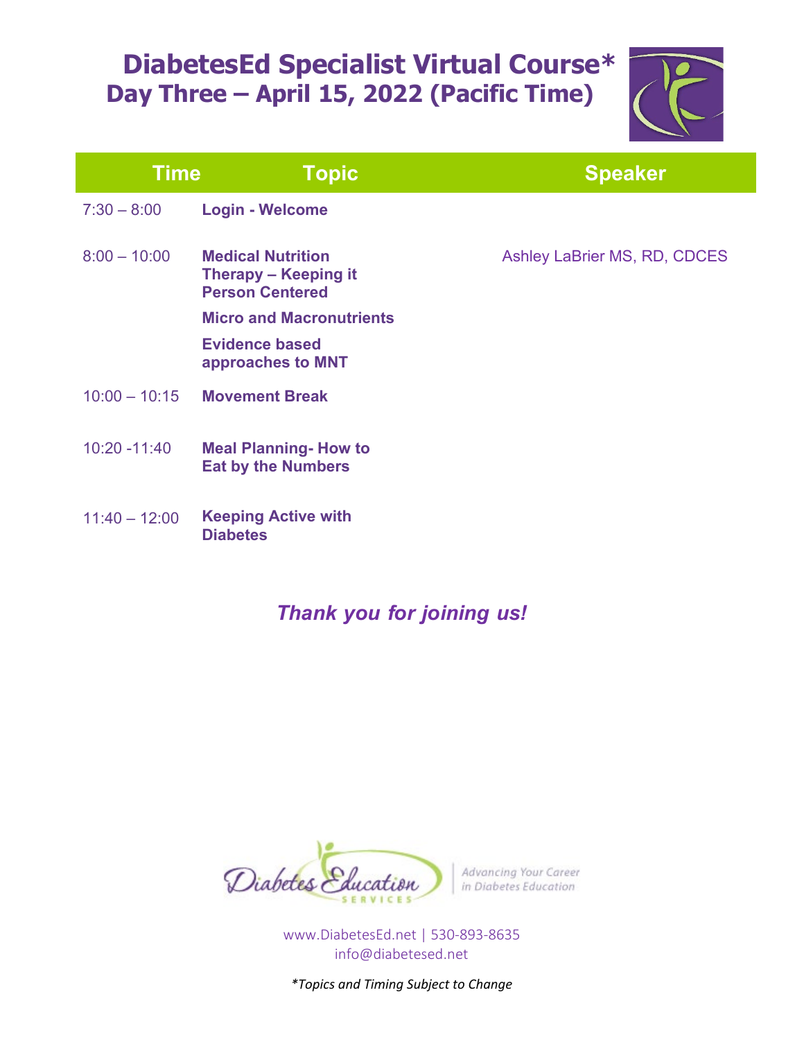# DiabetesEd Specialist Virtual Course*
## Day Three – April 15, 2022 (Pacific Time)

| Time | Topic | Speaker |
|---|---|---|
| 7:30 – 8:00 | **Login - Welcome** | |
| 8:00 – 10:00 | **Medical Nutrition Therapy – Keeping it Person Centered**<br>**Micro and Macronutrients**<br>**Evidence based approaches to MNT** | Ashley LaBrier MS, RD, CDCES |
| 10:00 – 10:15 | **Movement Break** | |
| 10:20 -11:40 | **Meal Planning- How to Eat by the Numbers** | |
| 11:40 – 12:00 | **Keeping Active with Diabetes** | |

***Thank you for joining us!***

Diabetes Education Services | Advancing Your Career in Diabetes Education

www.DiabetesEd.net | 530-893-8635
info@diabetesed.net

*\*Topics and Timing Subject to Change*